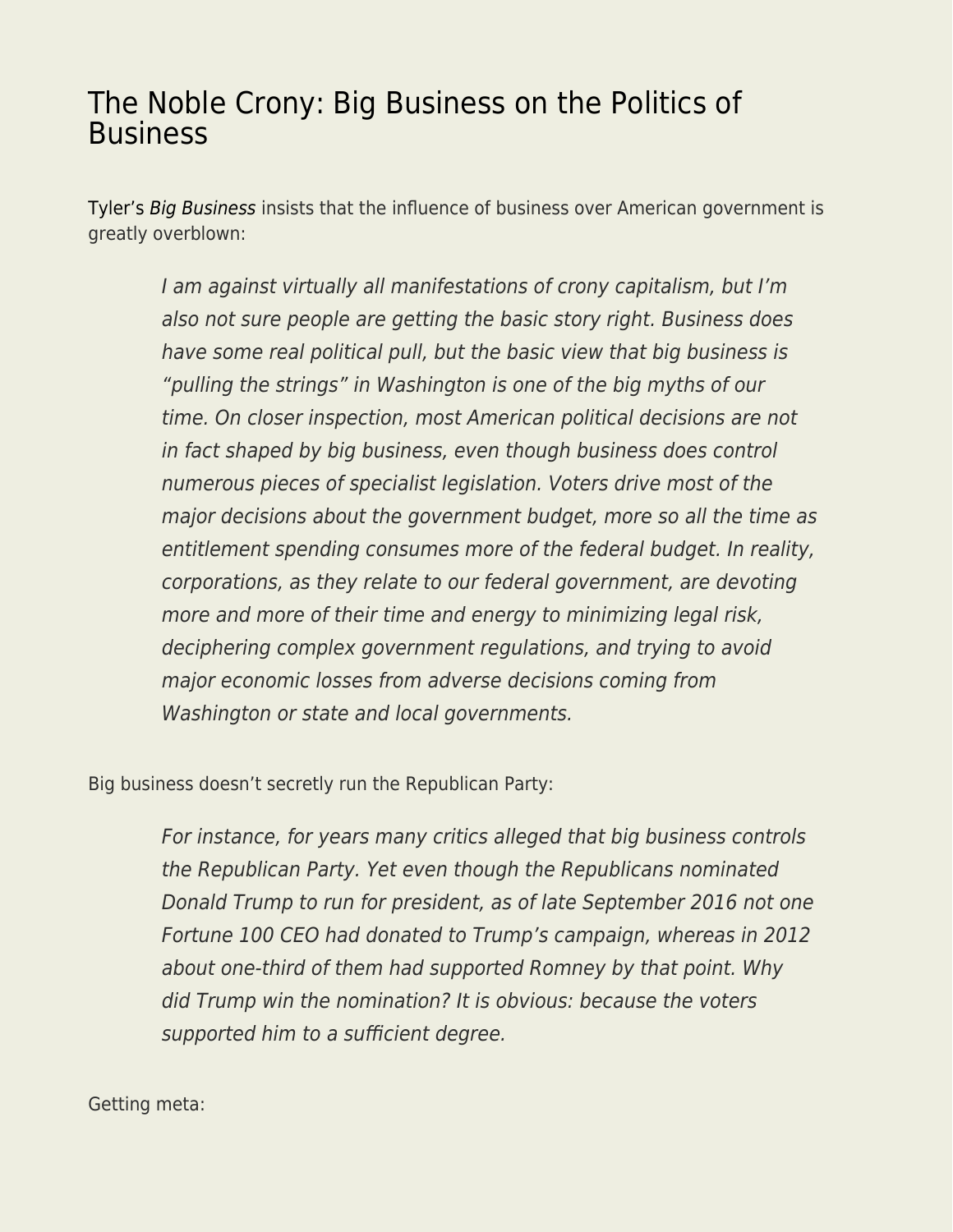# The Noble Crony: Big Business on the Politics of Business

Tyler's *Big Business* insists that the influence of business over American government is greatly overblown:

> *I am against virtually all manifestations of crony capitalism, but I'm also not sure people are getting the basic story right. Business does have some real political pull, but the basic view that big business is "pulling the strings" in Washington is one of the big myths of our time. On closer inspection, most American political decisions are not in fact shaped by big business, even though business does control numerous pieces of specialist legislation. Voters drive most of the major decisions about the government budget, more so all the time as entitlement spending consumes more of the federal budget. In reality, corporations, as they relate to our federal government, are devoting more and more of their time and energy to minimizing legal risk, deciphering complex government regulations, and trying to avoid major economic losses from adverse decisions coming from Washington or state and local governments.*

Big business doesn't secretly run the Republican Party:

> *For instance, for years many critics alleged that big business controls the Republican Party. Yet even though the Republicans nominated Donald Trump to run for president, as of late September 2016 not one Fortune 100 CEO had donated to Trump's campaign, whereas in 2012 about one-third of them had supported Romney by that point. Why did Trump win the nomination? It is obvious: because the voters supported him to a sufficient degree.*

Getting meta: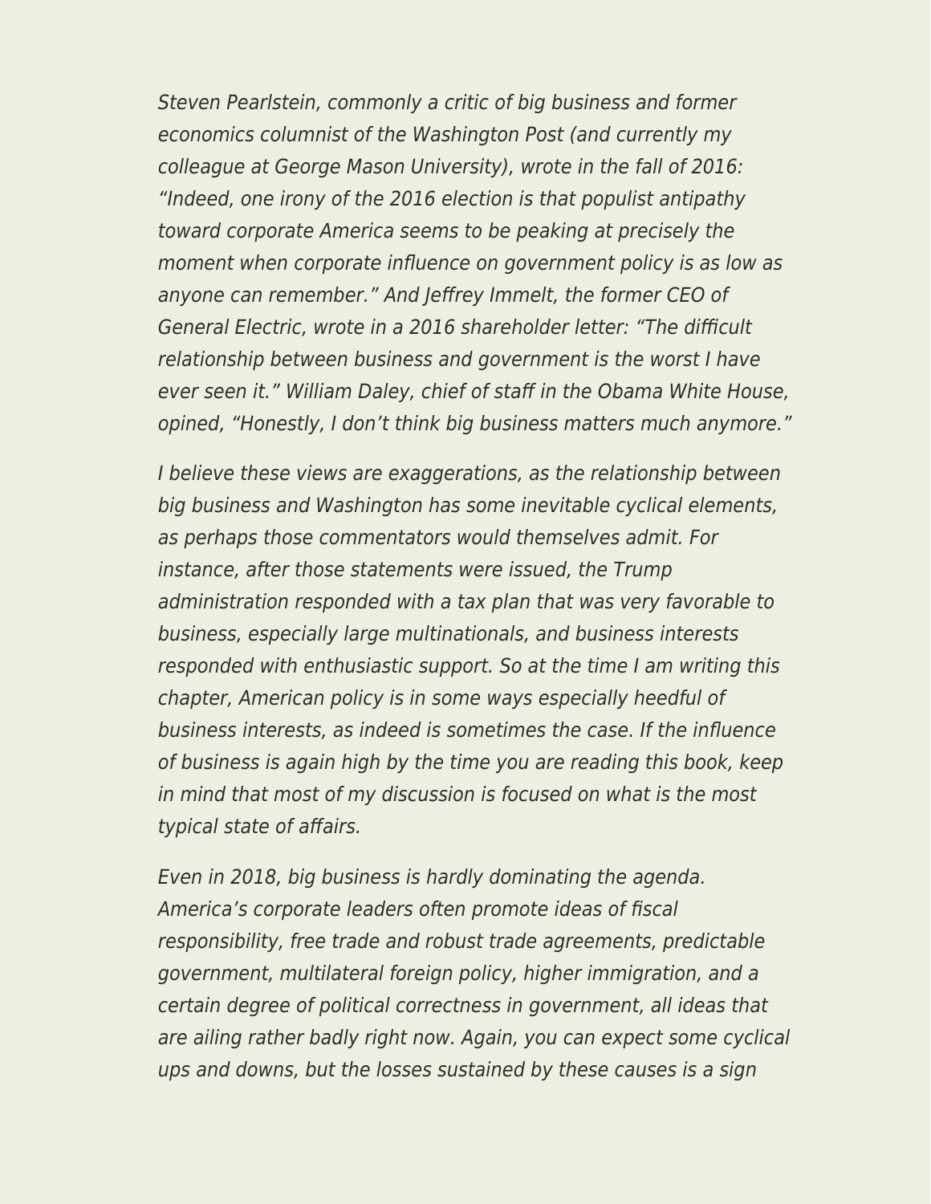*Steven Pearlstein, commonly a critic of big business and former economics columnist of the Washington Post (and currently my colleague at George Mason University), wrote in the fall of 2016: "Indeed, one irony of the 2016 election is that populist antipathy toward corporate America seems to be peaking at precisely the moment when corporate influence on government policy is as low as anyone can remember." And Jeffrey Immelt, the former CEO of General Electric, wrote in a 2016 shareholder letter: "The difficult relationship between business and government is the worst I have ever seen it." William Daley, chief of staff in the Obama White House, opined, "Honestly, I don't think big business matters much anymore."*

*I believe these views are exaggerations, as the relationship between big business and Washington has some inevitable cyclical elements, as perhaps those commentators would themselves admit. For instance, after those statements were issued, the Trump administration responded with a tax plan that was very favorable to business, especially large multinationals, and business interests responded with enthusiastic support. So at the time I am writing this chapter, American policy is in some ways especially heedful of business interests, as indeed is sometimes the case. If the influence of business is again high by the time you are reading this book, keep in mind that most of my discussion is focused on what is the most typical state of affairs.*

*Even in 2018, big business is hardly dominating the agenda. America's corporate leaders often promote ideas of fiscal responsibility, free trade and robust trade agreements, predictable government, multilateral foreign policy, higher immigration, and a certain degree of political correctness in government, all ideas that are ailing rather badly right now. Again, you can expect some cyclical ups and downs, but the losses sustained by these causes is a sign*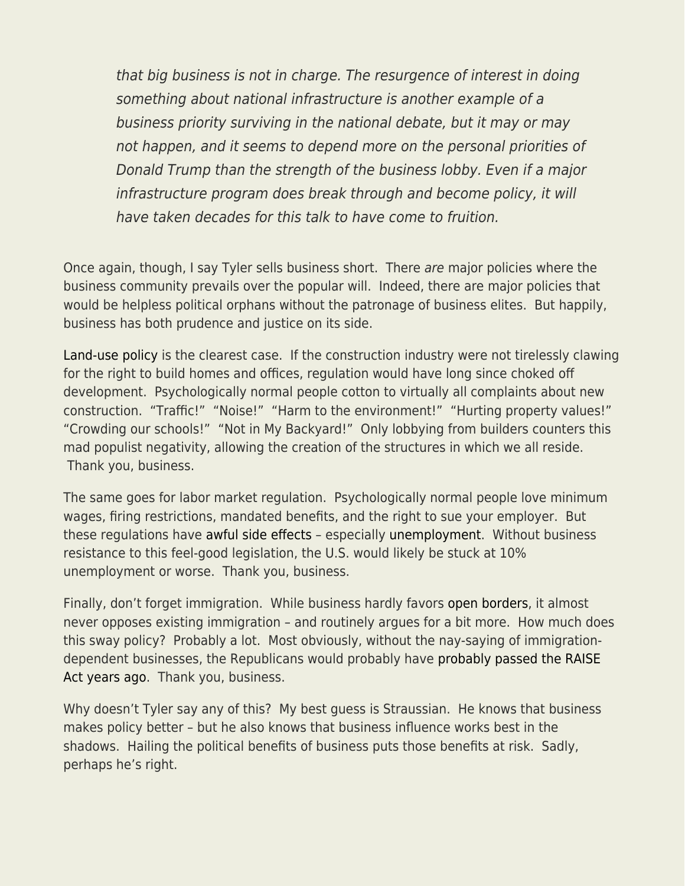> *that big business is not in charge. The resurgence of interest in doing something about national infrastructure is another example of a business priority surviving in the national debate, but it may or may not happen, and it seems to depend more on the personal priorities of Donald Trump than the strength of the business lobby. Even if a major infrastructure program does break through and become policy, it will have taken decades for this talk to have come to fruition.*

Once again, though, I say Tyler sells business short. There *are* major policies where the business community prevails over the popular will. Indeed, there are major policies that would be helpless political orphans without the patronage of business elites. But happily, business has both prudence and justice on its side.

Land-use policy is the clearest case. If the construction industry were not tirelessly clawing for the right to build homes and offices, regulation would have long since choked off development. Psychologically normal people cotton to virtually all complaints about new construction. "Traffic!" "Noise!" "Harm to the environment!" "Hurting property values!" "Crowding our schools!" "Not in My Backyard!" Only lobbying from builders counters this mad populist negativity, allowing the creation of the structures in which we all reside. Thank you, business.

The same goes for labor market regulation. Psychologically normal people love minimum wages, firing restrictions, mandated benefits, and the right to sue your employer. But these regulations have awful side effects – especially unemployment. Without business resistance to this feel-good legislation, the U.S. would likely be stuck at 10% unemployment or worse. Thank you, business.

Finally, don't forget immigration. While business hardly favors open borders, it almost never opposes existing immigration – and routinely argues for a bit more. How much does this sway policy? Probably a lot. Most obviously, without the nay-saying of immigration-dependent businesses, the Republicans would probably have probably passed the RAISE Act years ago. Thank you, business.

Why doesn't Tyler say any of this? My best guess is Straussian. He knows that business makes policy better – but he also knows that business influence works best in the shadows. Hailing the political benefits of business puts those benefits at risk. Sadly, perhaps he's right.